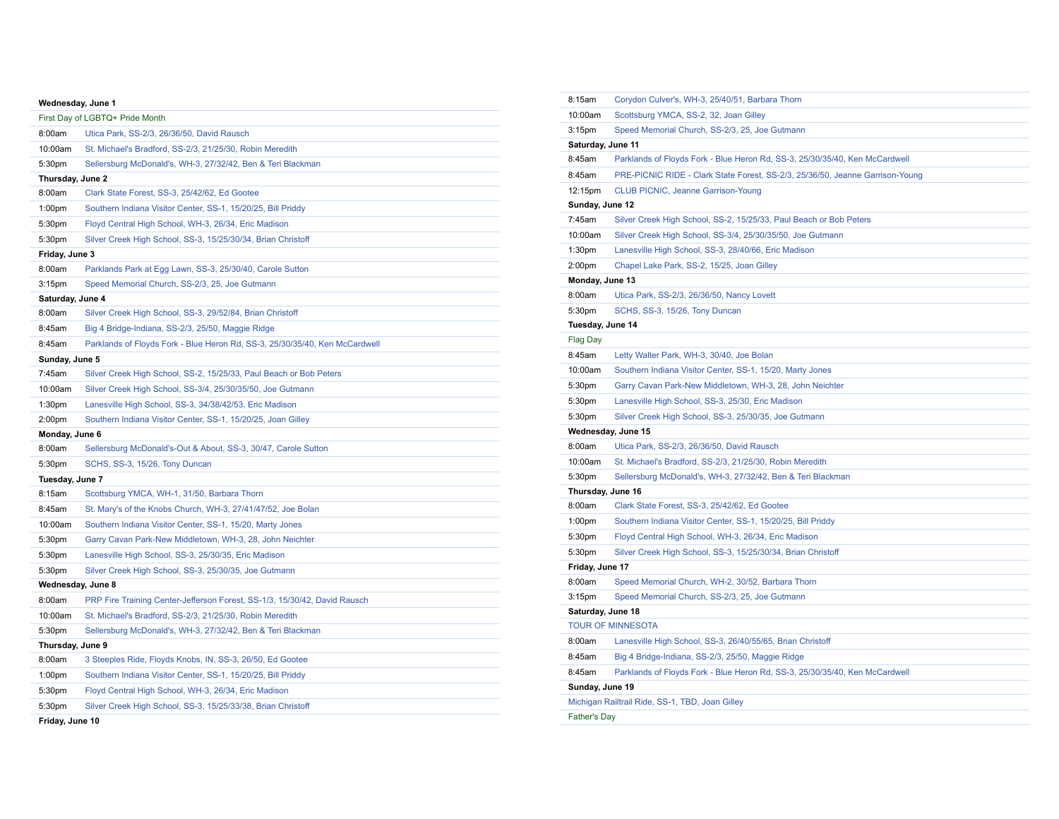**Wednesday, June 1**

First Day of LGBTQ+ Pride Month

- 8:00am — Utica Park, SS-2/3, 26/36/50, David Rausch
- 10:00am — St. Michael's Bradford, SS-2/3, 21/25/30, Robin Meredith
- 5:30pm — Sellersburg McDonald's, WH-3, 27/32/42, Ben & Teri Blackman

**Thursday, June 2**

- 8:00am — Clark State Forest, SS-3, 25/42/62, Ed Gootee
- 1:00pm — Southern Indiana Visitor Center, SS-1, 15/20/25, Bill Priddy
- 5:30pm — Floyd Central High School, WH-3, 26/34, Eric Madison
- 5:30pm — Silver Creek High School, SS-3, 15/25/30/34, Brian Christoff

**Friday, June 3**

- 8:00am — Parklands Park at Egg Lawn, SS-3, 25/30/40, Carole Sutton
- 3:15pm — Speed Memorial Church, SS-2/3, 25, Joe Gutmann

**Saturday, June 4**

- 8:00am — Silver Creek High School, SS-3, 29/52/84, Brian Christoff
- 8:45am — Big 4 Bridge-Indiana, SS-2/3, 25/50, Maggie Ridge
- 8:45am — Parklands of Floyds Fork - Blue Heron Rd, SS-3, 25/30/35/40, Ken McCardwell

**Sunday, June 5**

- 7:45am — Silver Creek High School, SS-2, 15/25/33, Paul Beach or Bob Peters
- 10:00am — Silver Creek High School, SS-3/4, 25/30/35/50, Joe Gutmann
- 1:30pm — Lanesville High School, SS-3, 34/38/42/53, Eric Madison
- 2:00pm — Southern Indiana Visitor Center, SS-1, 15/20/25, Joan Gilley

**Monday, June 6**

- 8:00am — Sellersburg McDonald's-Out & About, SS-3, 30/47, Carole Sutton
- 5:30pm — SCHS, SS-3, 15/26, Tony Duncan

**Tuesday, June 7**

- 8:15am — Scottsburg YMCA, WH-1, 31/50, Barbara Thorn
- 8:45am — St. Mary's of the Knobs Church, WH-3, 27/41/47/52, Joe Bolan
- 10:00am — Southern Indiana Visitor Center, SS-1, 15/20, Marty Jones
- 5:30pm — Garry Cavan Park-New Middletown, WH-3, 28, John Neichter
- 5:30pm — Lanesville High School, SS-3, 25/30/35, Eric Madison
- 5:30pm — Silver Creek High School, SS-3, 25/30/35, Joe Gutmann

**Wednesday, June 8**

- 8:00am — PRP Fire Training Center-Jefferson Forest, SS-1/3, 15/30/42, David Rausch
- 10:00am — St. Michael's Bradford, SS-2/3, 21/25/30, Robin Meredith
- 5:30pm — Sellersburg McDonald's, WH-3, 27/32/42, Ben & Teri Blackman

**Thursday, June 9**

- 8:00am — 3 Steeples Ride, Floyds Knobs, IN, SS-3, 26/50, Ed Gootee
- 1:00pm — Southern Indiana Visitor Center, SS-1, 15/20/25, Bill Priddy
- 5:30pm — Floyd Central High School, WH-3, 26/34, Eric Madison
- 5:30pm — Silver Creek High School, SS-3, 15/25/33/38, Brian Christoff

**Friday, June 10**

- 8:15am — Corydon Culver's, WH-3, 25/40/51, Barbara Thorn
- 10:00am — Scottsburg YMCA, SS-2, 32, Joan Gilley
- 3:15pm — Speed Memorial Church, SS-2/3, 25, Joe Gutmann

**Saturday, June 11**

- 8:45am — Parklands of Floyds Fork - Blue Heron Rd, SS-3, 25/30/35/40, Ken McCardwell
- 8:45am — PRE-PICNIC RIDE - Clark State Forest, SS-2/3, 25/36/50, Jeanne Garrison-Young
- 12:15pm — CLUB PICNIC, Jeanne Garrison-Young

**Sunday, June 12**

- 7:45am — Silver Creek High School, SS-2, 15/25/33, Paul Beach or Bob Peters
- 10:00am — Silver Creek High School, SS-3/4, 25/30/35/50, Joe Gutmann
- 1:30pm — Lanesville High School, SS-3, 28/40/66, Eric Madison
- 2:00pm — Chapel Lake Park, SS-2, 15/25, Joan Gilley

**Monday, June 13**

- 8:00am — Utica Park, SS-2/3, 26/36/50, Nancy Lovett
- 5:30pm — SCHS, SS-3, 15/26, Tony Duncan

**Tuesday, June 14**

Flag Day

- 8:45am — Letty Walter Park, WH-3, 30/40, Joe Bolan
- 10:00am — Southern Indiana Visitor Center, SS-1, 15/20, Marty Jones
- 5:30pm — Garry Cavan Park-New Middletown, WH-3, 28, John Neichter
- 5:30pm — Lanesville High School, SS-3, 25/30, Eric Madison
- 5:30pm — Silver Creek High School, SS-3, 25/30/35, Joe Gutmann

**Wednesday, June 15**

- 8:00am — Utica Park, SS-2/3, 26/36/50, David Rausch
- 10:00am — St. Michael's Bradford, SS-2/3, 21/25/30, Robin Meredith
- 5:30pm — Sellersburg McDonald's, WH-3, 27/32/42, Ben & Teri Blackman

**Thursday, June 16**

- 8:00am — Clark State Forest, SS-3, 25/42/62, Ed Gootee
- 1:00pm — Southern Indiana Visitor Center, SS-1, 15/20/25, Bill Priddy
- 5:30pm — Floyd Central High School, WH-3, 26/34, Eric Madison
- 5:30pm — Silver Creek High School, SS-3, 15/25/30/34, Brian Christoff

**Friday, June 17**

- 8:00am — Speed Memorial Church, WH-2, 30/52, Barbara Thorn
- 3:15pm — Speed Memorial Church, SS-2/3, 25, Joe Gutmann

**Saturday, June 18**

TOUR OF MINNESOTA

- 8:00am — Lanesville High School, SS-3, 26/40/55/65, Brian Christoff
- 8:45am — Big 4 Bridge-Indiana, SS-2/3, 25/50, Maggie Ridge
- 8:45am — Parklands of Floyds Fork - Blue Heron Rd, SS-3, 25/30/35/40, Ken McCardwell

**Sunday, June 19**

Michigan Railtrail Ride, SS-1, TBD, Joan Gilley

Father's Day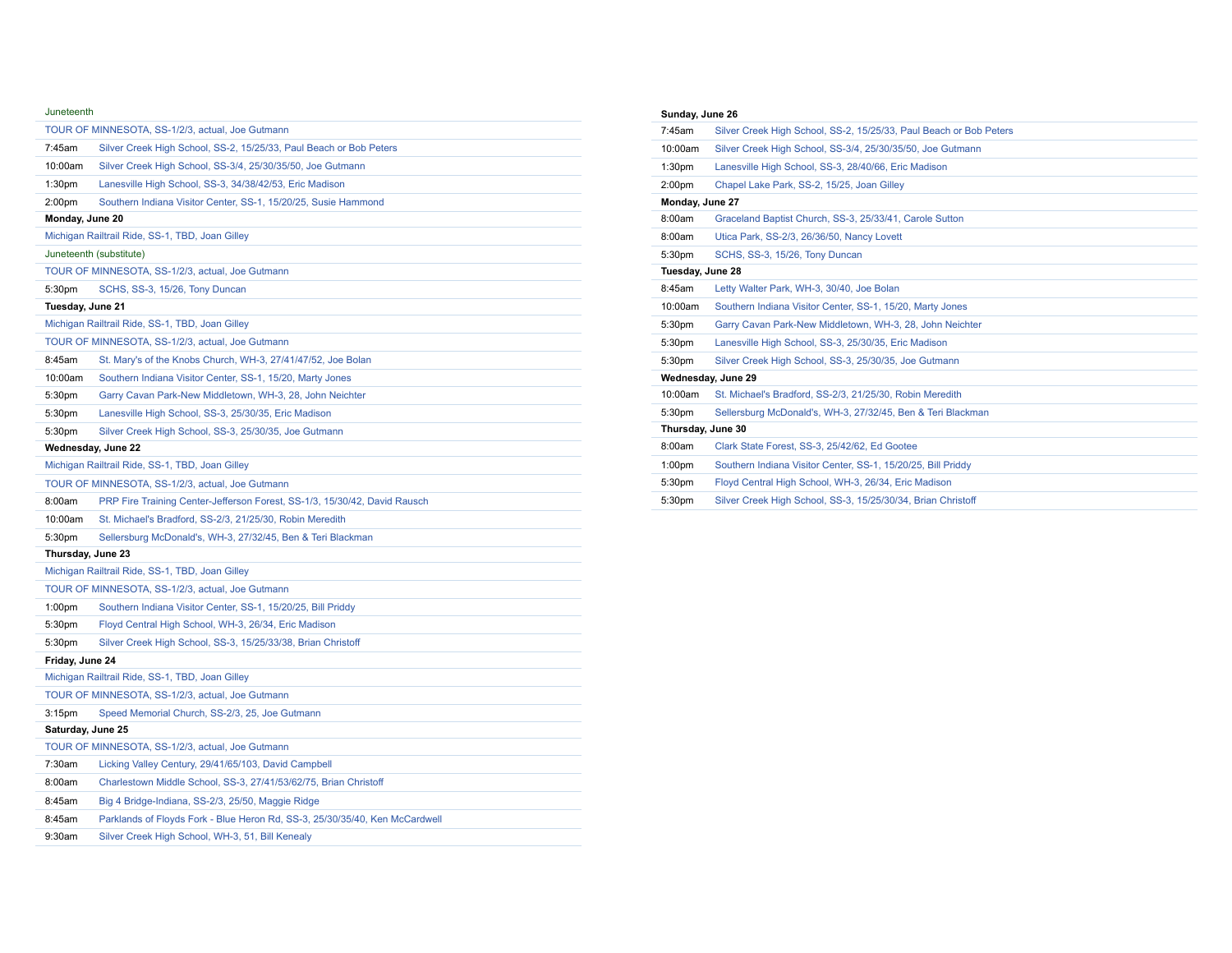Juneteenth

TOUR OF MINNESOTA, SS-1/2/3, actual, Joe Gutmann

7:45am Silver Creek High School, SS-2, 15/25/33, Paul Beach or Bob Peters

10:00am Silver Creek High School, SS-3/4, 25/30/35/50, Joe Gutmann

1:30pm Lanesville High School, SS-3, 34/38/42/53, Eric Madison

2:00pm Southern Indiana Visitor Center, SS-1, 15/20/25, Susie Hammond

**Monday, June 20**

Michigan Railtrail Ride, SS-1, TBD, Joan Gilley

Juneteenth (substitute)

TOUR OF MINNESOTA, SS-1/2/3, actual, Joe Gutmann

5:30pm SCHS, SS-3, 15/26, Tony Duncan

**Tuesday, June 21**

Michigan Railtrail Ride, SS-1, TBD, Joan Gilley

TOUR OF MINNESOTA, SS-1/2/3, actual, Joe Gutmann

8:45am St. Mary's of the Knobs Church, WH-3, 27/41/47/52, Joe Bolan

10:00am Southern Indiana Visitor Center, SS-1, 15/20, Marty Jones

5:30pm Garry Cavan Park-New Middletown, WH-3, 28, John Neichter

5:30pm Lanesville High School, SS-3, 25/30/35, Eric Madison

5:30pm Silver Creek High School, SS-3, 25/30/35, Joe Gutmann

**Wednesday, June 22**

Michigan Railtrail Ride, SS-1, TBD, Joan Gilley

TOUR OF MINNESOTA, SS-1/2/3, actual, Joe Gutmann

8:00am PRP Fire Training Center-Jefferson Forest, SS-1/3, 15/30/42, David Rausch

10:00am St. Michael's Bradford, SS-2/3, 21/25/30, Robin Meredith

5:30pm Sellersburg McDonald's, WH-3, 27/32/45, Ben & Teri Blackman

**Thursday, June 23**

Michigan Railtrail Ride, SS-1, TBD, Joan Gilley

TOUR OF MINNESOTA, SS-1/2/3, actual, Joe Gutmann

1:00pm Southern Indiana Visitor Center, SS-1, 15/20/25, Bill Priddy

5:30pm Floyd Central High School, WH-3, 26/34, Eric Madison

5:30pm Silver Creek High School, SS-3, 15/25/33/38, Brian Christoff

**Friday, June 24**

Michigan Railtrail Ride, SS-1, TBD, Joan Gilley

TOUR OF MINNESOTA, SS-1/2/3, actual, Joe Gutmann

3:15pm Speed Memorial Church, SS-2/3, 25, Joe Gutmann

**Saturday, June 25**

TOUR OF MINNESOTA, SS-1/2/3, actual, Joe Gutmann

7:30am Licking Valley Century, 29/41/65/103, David Campbell

8:00am Charlestown Middle School, SS-3, 27/41/53/62/75, Brian Christoff

8:45am Big 4 Bridge-Indiana, SS-2/3, 25/50, Maggie Ridge

8:45am Parklands of Floyds Fork - Blue Heron Rd, SS-3, 25/30/35/40, Ken McCardwell

9:30am Silver Creek High School, WH-3, 51, Bill Kenealy

**Sunday, June 26**

7:45am Silver Creek High School, SS-2, 15/25/33, Paul Beach or Bob Peters

10:00am Silver Creek High School, SS-3/4, 25/30/35/50, Joe Gutmann

1:30pm Lanesville High School, SS-3, 28/40/66, Eric Madison

2:00pm Chapel Lake Park, SS-2, 15/25, Joan Gilley

**Monday, June 27**

8:00am Graceland Baptist Church, SS-3, 25/33/41, Carole Sutton

8:00am Utica Park, SS-2/3, 26/36/50, Nancy Lovett

5:30pm SCHS, SS-3, 15/26, Tony Duncan

**Tuesday, June 28**

8:45am Letty Walter Park, WH-3, 30/40, Joe Bolan

10:00am Southern Indiana Visitor Center, SS-1, 15/20, Marty Jones

5:30pm Garry Cavan Park-New Middletown, WH-3, 28, John Neichter

5:30pm Lanesville High School, SS-3, 25/30/35, Eric Madison

5:30pm Silver Creek High School, SS-3, 25/30/35, Joe Gutmann

**Wednesday, June 29**

10:00am St. Michael's Bradford, SS-2/3, 21/25/30, Robin Meredith

5:30pm Sellersburg McDonald's, WH-3, 27/32/45, Ben & Teri Blackman

**Thursday, June 30**

8:00am Clark State Forest, SS-3, 25/42/62, Ed Gootee

1:00pm Southern Indiana Visitor Center, SS-1, 15/20/25, Bill Priddy

5:30pm Floyd Central High School, WH-3, 26/34, Eric Madison

5:30pm Silver Creek High School, SS-3, 15/25/30/34, Brian Christoff